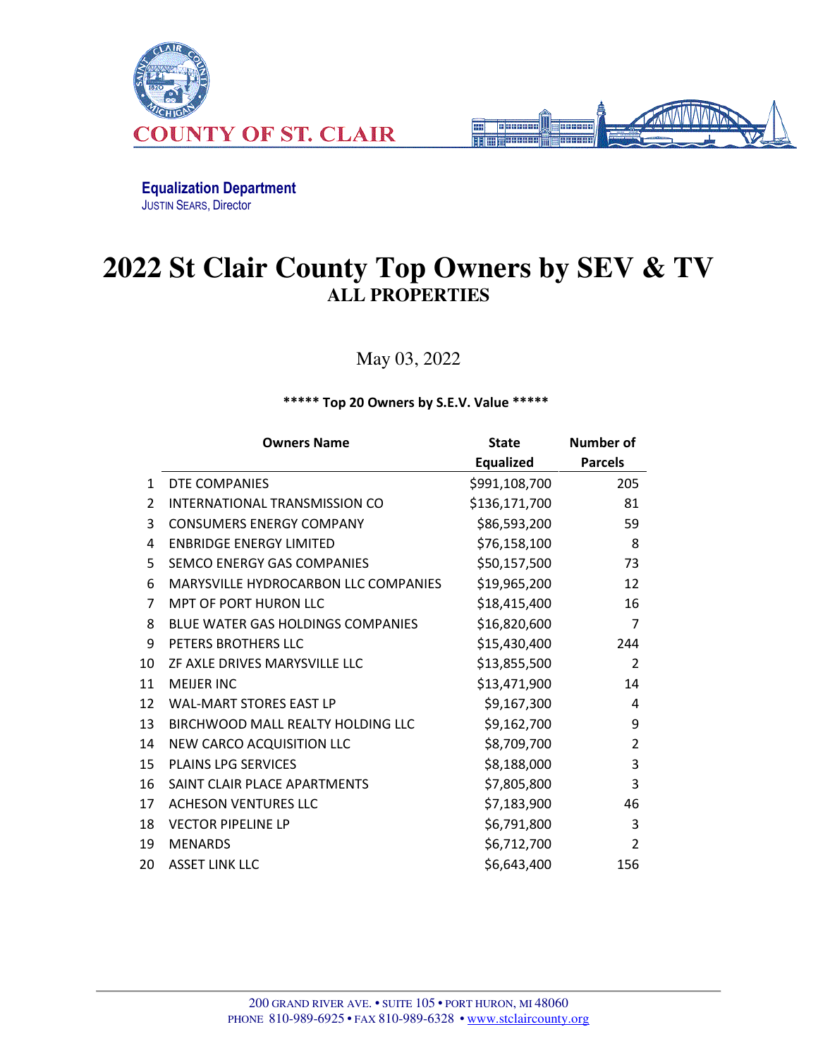COUNTY OF ST. CLAIR

**Equalization Department**
JUSTIN SEARS, Director

# 2022 St Clair County Top Owners by SEV & TV

## ALL PROPERTIES

May 03, 2022

**\*\*\*\*\* Top 20 Owners by S.E.V. Value \*\*\*\*\***

| | Owners Name | State Equalized | Number of Parcels |
|---|---|---|---|
| 1 | DTE COMPANIES | $991,108,700 | 205 |
| 2 | INTERNATIONAL TRANSMISSION CO | $136,171,700 | 81 |
| 3 | CONSUMERS ENERGY COMPANY | $86,593,200 | 59 |
| 4 | ENBRIDGE ENERGY LIMITED | $76,158,100 | 8 |
| 5 | SEMCO ENERGY GAS COMPANIES | $50,157,500 | 73 |
| 6 | MARYSVILLE HYDROCARBON LLC COMPANIES | $19,965,200 | 12 |
| 7 | MPT OF PORT HURON LLC | $18,415,400 | 16 |
| 8 | BLUE WATER GAS HOLDINGS COMPANIES | $16,820,600 | 7 |
| 9 | PETERS BROTHERS LLC | $15,430,400 | 244 |
| 10 | ZF AXLE DRIVES MARYSVILLE LLC | $13,855,500 | 2 |
| 11 | MEIJER INC | $13,471,900 | 14 |
| 12 | WAL-MART STORES EAST LP | $9,167,300 | 4 |
| 13 | BIRCHWOOD MALL REALTY HOLDING LLC | $9,162,700 | 9 |
| 14 | NEW CARCO ACQUISITION LLC | $8,709,700 | 2 |
| 15 | PLAINS LPG SERVICES | $8,188,000 | 3 |
| 16 | SAINT CLAIR PLACE APARTMENTS | $7,805,800 | 3 |
| 17 | ACHESON VENTURES LLC | $7,183,900 | 46 |
| 18 | VECTOR PIPELINE LP | $6,791,800 | 3 |
| 19 | MENARDS | $6,712,700 | 2 |
| 20 | ASSET LINK LLC | $6,643,400 | 156 |

200 GRAND RIVER AVE. • SUITE 105 • PORT HURON, MI 48060
PHONE 810-989-6925 • FAX 810-989-6328 • www.stclaircounty.org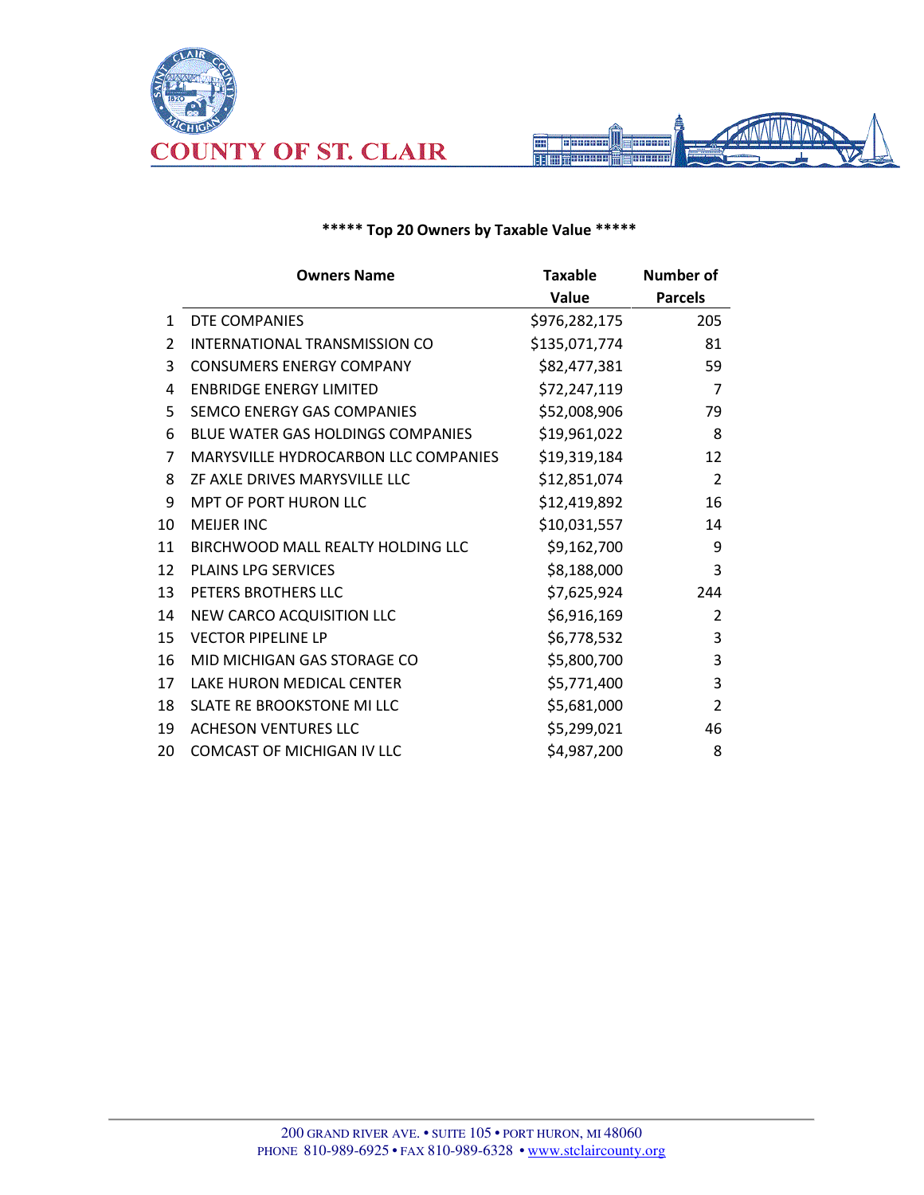# COUNTY OF ST. CLAIR

***** Top 20 Owners by Taxable Value *****

| | Owners Name | Taxable Value | Number of Parcels |
|---|---|---|---|
| 1 | DTE COMPANIES | $976,282,175 | 205 |
| 2 | INTERNATIONAL TRANSMISSION CO | $135,071,774 | 81 |
| 3 | CONSUMERS ENERGY COMPANY | $82,477,381 | 59 |
| 4 | ENBRIDGE ENERGY LIMITED | $72,247,119 | 7 |
| 5 | SEMCO ENERGY GAS COMPANIES | $52,008,906 | 79 |
| 6 | BLUE WATER GAS HOLDINGS COMPANIES | $19,961,022 | 8 |
| 7 | MARYSVILLE HYDROCARBON LLC COMPANIES | $19,319,184 | 12 |
| 8 | ZF AXLE DRIVES MARYSVILLE LLC | $12,851,074 | 2 |
| 9 | MPT OF PORT HURON LLC | $12,419,892 | 16 |
| 10 | MEIJER INC | $10,031,557 | 14 |
| 11 | BIRCHWOOD MALL REALTY HOLDING LLC | $9,162,700 | 9 |
| 12 | PLAINS LPG SERVICES | $8,188,000 | 3 |
| 13 | PETERS BROTHERS LLC | $7,625,924 | 244 |
| 14 | NEW CARCO ACQUISITION LLC | $6,916,169 | 2 |
| 15 | VECTOR PIPELINE LP | $6,778,532 | 3 |
| 16 | MID MICHIGAN GAS STORAGE CO | $5,800,700 | 3 |
| 17 | LAKE HURON MEDICAL CENTER | $5,771,400 | 3 |
| 18 | SLATE RE BROOKSTONE MI LLC | $5,681,000 | 2 |
| 19 | ACHESON VENTURES LLC | $5,299,021 | 46 |
| 20 | COMCAST OF MICHIGAN IV LLC | $4,987,200 | 8 |

200 GRAND RIVER AVE. • SUITE 105 • PORT HURON, MI 48060
PHONE 810-989-6925 • FAX 810-989-6328 • www.stclaircounty.org